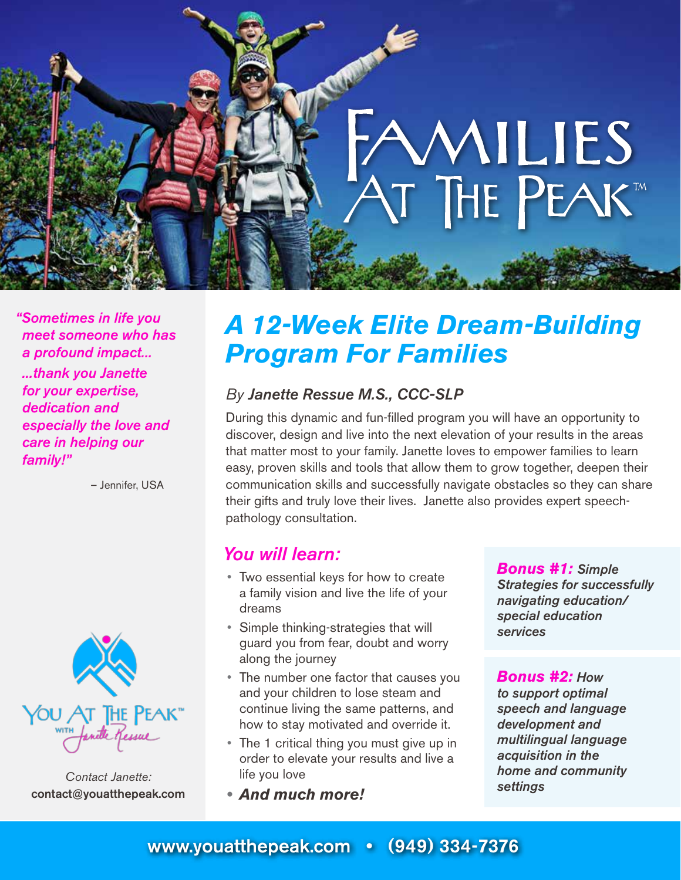# Families At The Peak™

*"Sometimes in life you meet someone who has a profound impact... ...thank you Janette for your expertise, dedication and especially the love and care in helping our family!"*

– Jennifer, USA

## *A 12-Week Elite Dream-Building Program For Families*

*By* ***Janette Ressue M.S., CCC-SLP***

During this dynamic and fun-filled program you will have an opportunity to discover, design and live into the next elevation of your results in the areas that matter most to your family. Janette loves to empower families to learn easy, proven skills and tools that allow them to grow together, deepen their communication skills and successfully navigate obstacles so they can share their gifts and truly love their lives. Janette also provides expert speech-pathology consultation.

### *You will learn:*

- Two essential keys for how to create a family vision and live the life of your dreams
- Simple thinking-strategies that will guard you from fear, doubt and worry along the journey
- The number one factor that causes you and your children to lose steam and continue living the same patterns, and how to stay motivated and override it.
- The 1 critical thing you must give up in order to elevate your results and live a life you love
- ***And much more!***

***Bonus #1:*** ***Simple Strategies for successfully navigating education/ special education services***

***Bonus #2:*** ***How to support optimal speech and language development and multilingual language acquisition in the home and community settings***

You At The Peak™ with Janette Ressue

*Contact Janette:*
**contact@youatthepeak.com**

**www.youatthepeak.com • (949) 334-7376**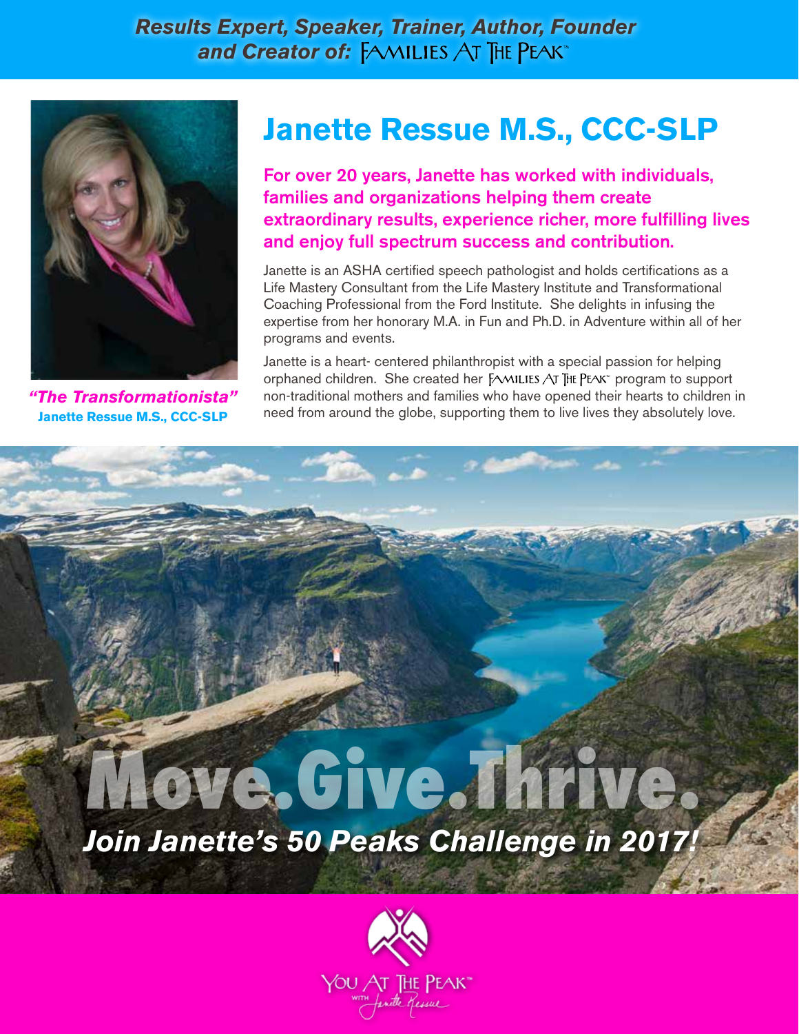***Results Expert, Speaker, Trainer, Author, Founder and Creator of:*** FAMILIES AT THE PEAK™

# Janette Ressue M.S., CCC-SLP

**For over 20 years, Janette has worked with individuals, families and organizations helping them create extraordinary results, experience richer, more fulfilling lives and enjoy full spectrum success and contribution.**

Janette is an ASHA certified speech pathologist and holds certifications as a Life Mastery Consultant from the Life Mastery Institute and Transformational Coaching Professional from the Ford Institute. She delights in infusing the expertise from her honorary M.A. in Fun and Ph.D. in Adventure within all of her programs and events.

Janette is a heart- centered philanthropist with a special passion for helping orphaned children. She created her FAMILIES AT THE PEAK™ program to support non-traditional mothers and families who have opened their hearts to children in need from around the globe, supporting them to live lives they absolutely love.

***"The Transformationista"***
**Janette Ressue M.S., CCC-SLP**

# Move.Give.Thrive.

***Join Janette's 50 Peaks Challenge in 2017!***

YOU AT THE PEAK™ WITH Janette Ressue